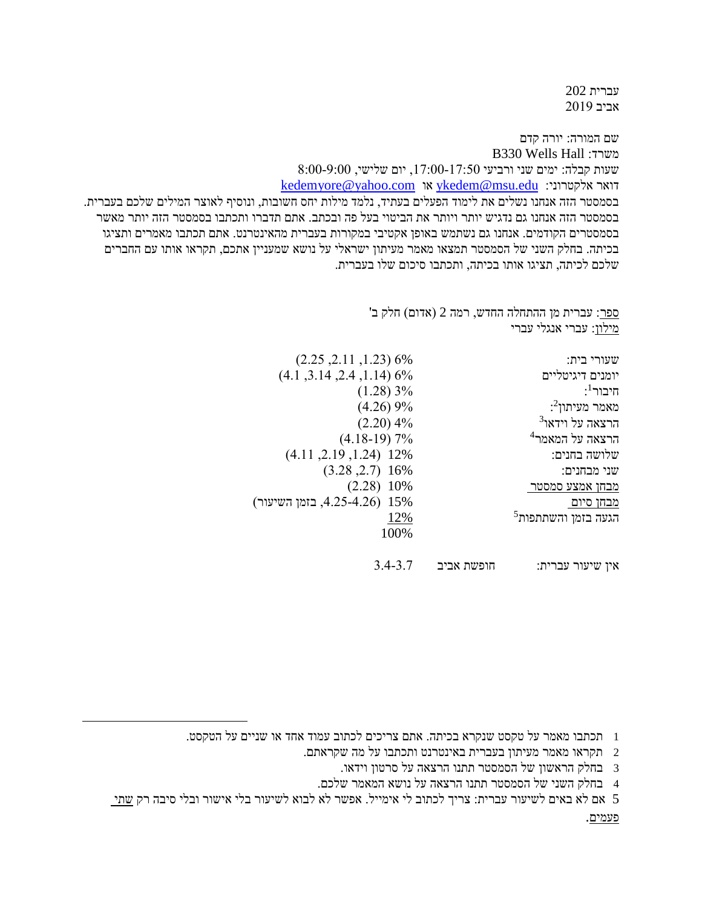עברית 202

אביב 2019

שם המורה: יורה קדם

משרד: B330 Wells Hall

שעות קבלה: ימים שני ורביעי 17:00-17:50, יום שלישי, 8:00-9:00

דואר אלקטרוני: kedemyore@yahoo.com או ykedem@msu.edu

בסמסטר הזה אנחנו נשלים את לימוד הפעלים בעתיד, נלמד מילות יחס חשובות, ונוסיף לאוצר המילים שלכם בעברית. בסמסטר הזה אנחנו גם נדגיש יותר ויותר את הביטוי בעל פה ובכתב. אתם תדברו ותכתבו בסמסטר הזה יותר מאשר בסמסטרים הקודמים. אנחנו גם נשתמש באופן אקטיבי במקורות בעברית מהאינטרנט. אתם תכתבו מאמרים ותציגו בכיתה. בחלק השני של הסמסטר תמצאו מאמר מעיתון ישראלי על נושא שמעניין אתכם, תקראו אותו עם החברים שלכם לכיתה, תציגו אותו בכיתה, ותכתבו סיכום שלו בעברית.

ספר: עברית מן ההתחלה החדש, רמה 2 (אדום) חלק ב'

מילון: עברי אנגלי עברי

| | |
|---|---|
| שעורי בית: | 6% (1.23, 2.11, 2.25) |
| יומנים דיגיטליים | 6% (1.14, 2.4, 3.14, 4.1) |
| חיבור[1]: | 3% (1.28) |
| מאמר מעיתון[2]: | 9% (4.26) |
| הרצאה על וידאו[3] | 4% (2.20) |
| הרצאה על המאמר[4] | 7% (4.18-19) |
| שלושה בחנים: | 12% (1.24, 2.19, 4.11) |
| שני מבחנים: | 16% (2.7, 3.28) |
| מבחן אמצע סמסטר | 10% (2.28) |
| מבחן סיום | 15% (4.25-4.26, בזמן השיעור) |
| הגעה בזמן והשתתפות[5] | 12% |
| | 100% |

אין שיעור עברית: חופשת אביב 3.4-3.7

---

1 תכתבו מאמר על טקסט שנקרא בכיתה. אתם צריכים לכתוב עמוד אחד או שניים על הטקסט.

2 תקראו מאמר מעיתון בעברית באינטרנט ותכתבו על מה שקראתם.

3 בחלק הראשון של הסמסטר תתנו הרצאה על סרטון וידאו.

4 בחלק השני של הסמסטר תתנו הרצאה על נושא המאמר שלכם.

5 אם לא באים לשיעור עברית: צריך לכתוב לי אימייל. אפשר לא לבוא לשיעור בלי אישור ובלי סיבה רק שתי פעמים.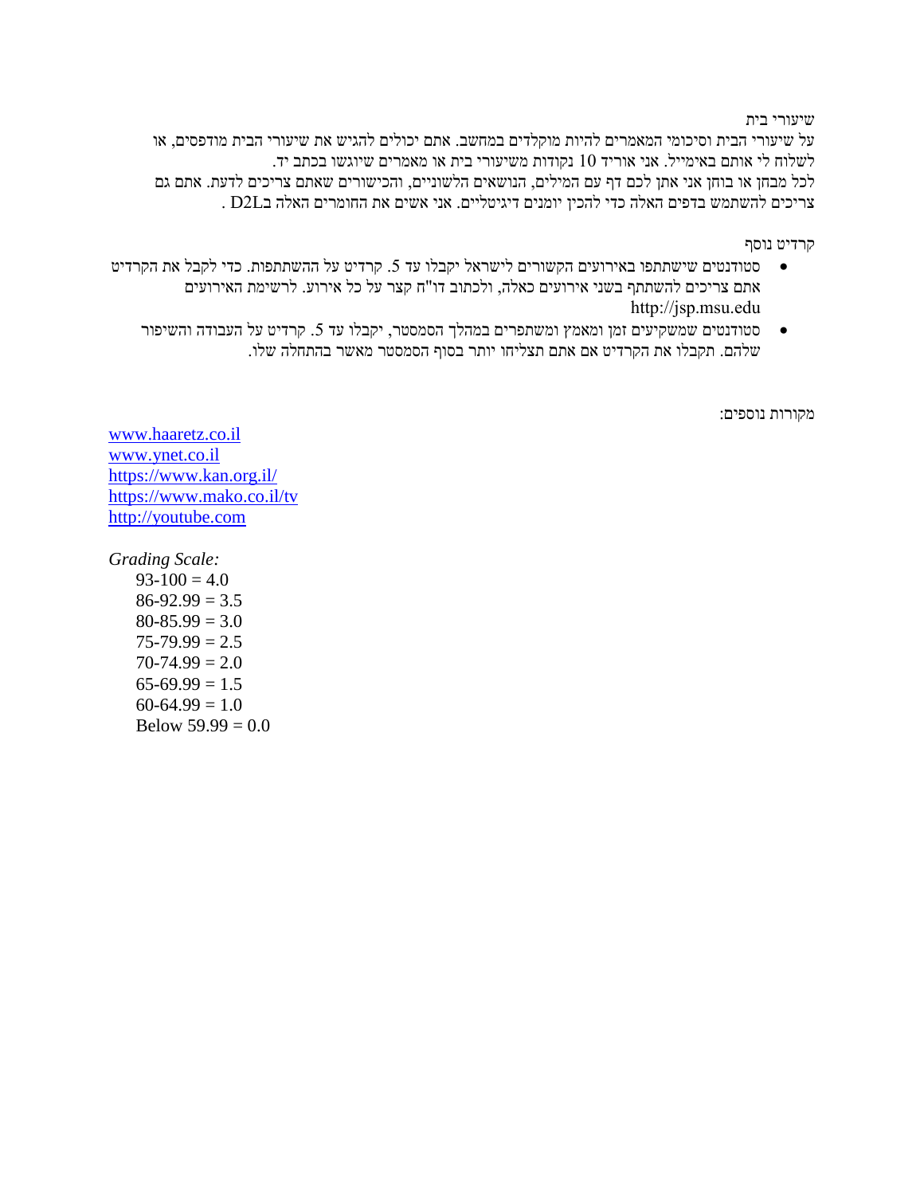שיעורי בית

על שיעורי הבית וסיכומי המאמרים להיות מוקלדים במחשב. אתם יכולים להגיש את שיעורי הבית מודפסים, או לשלוח לי אותם באימייל. אני אוריד 10 נקודות משיעורי בית או מאמרים שיוגשו בכתב יד.

לכל מבחן או בוחן אני אתן לכם דף עם המילים, הנושאים הלשוניים, והכישורים שאתם צריכים לדעת. אתם גם צריכים להשתמש בדפים האלה כדי להכין יומנים דיגיטליים. אני אשים את החומרים האלה בD2L .

קרדיט נוסף

- סטודנטים שישתתפו באירועים הקשורים לישראל יקבלו עד 5. קרדיט על ההשתתפות. כדי לקבל את הקרדיט אתם צריכים להשתתף בשני אירועים כאלה, ולכתוב דו"ח קצר על כל אירוע. לרשימת האירועים http://jsp.msu.edu
- סטודנטים שמשקיעים זמן ומאמץ ומשתפרים במהלך הסמסטר, יקבלו עד 5. קרדיט על העבודה והשיפור שלהם. תקבלו את הקרדיט אם אתם תצליחו יותר בסוף הסמסטר מאשר בהתחלה שלו.

מקורות נוספים:

www.haaretz.co.il
www.ynet.co.il
https://www.kan.org.il/
https://www.mako.co.il/tv
http://youtube.com

*Grading Scale:*

93-100 = 4.0
86-92.99 = 3.5
80-85.99 = 3.0
75-79.99 = 2.5
70-74.99 = 2.0
65-69.99 = 1.5
60-64.99 = 1.0
Below 59.99 = 0.0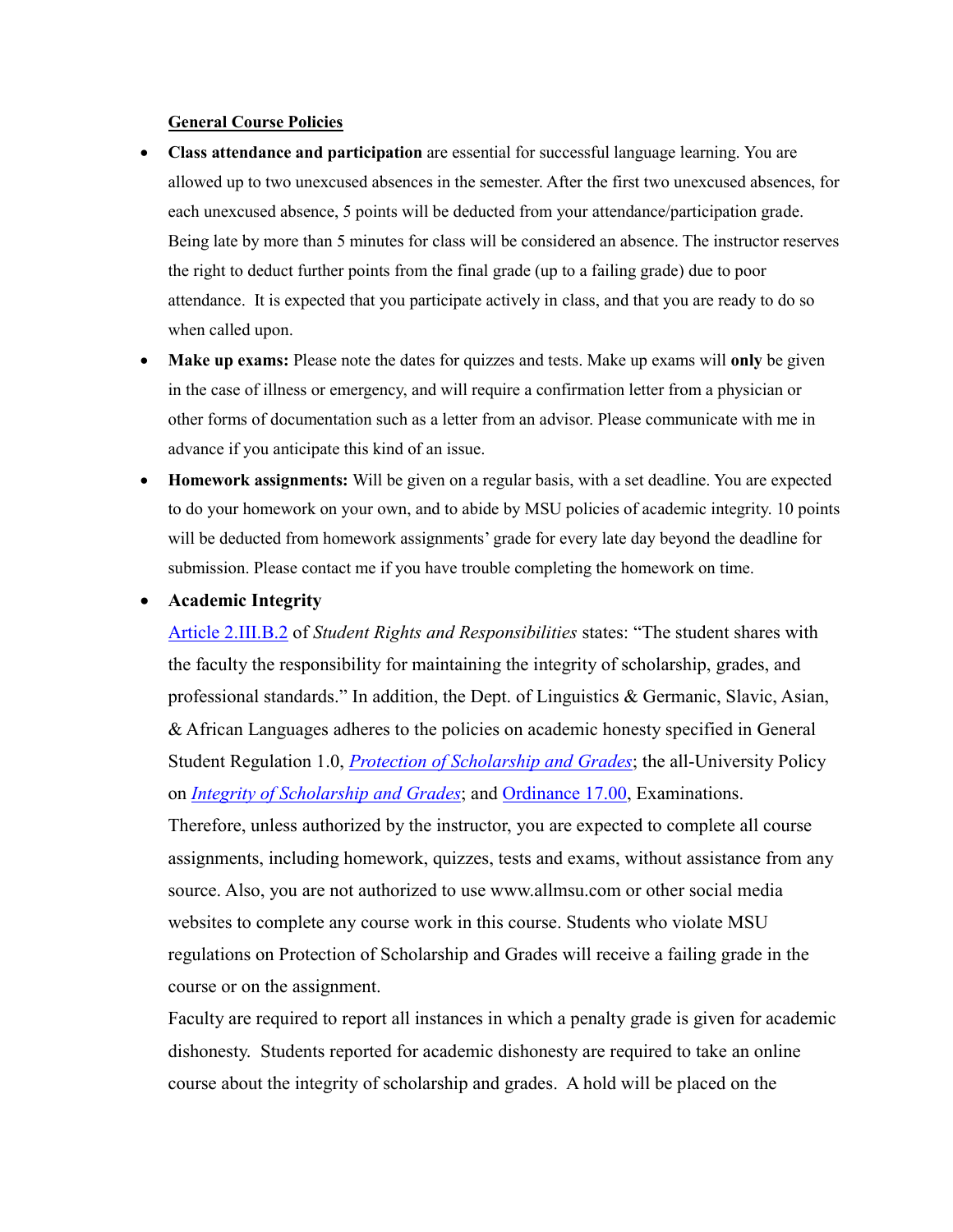**General Course Policies**

- **Class attendance and participation** are essential for successful language learning. You are allowed up to two unexcused absences in the semester. After the first two unexcused absences, for each unexcused absence, 5 points will be deducted from your attendance/participation grade. Being late by more than 5 minutes for class will be considered an absence. The instructor reserves the right to deduct further points from the final grade (up to a failing grade) due to poor attendance. It is expected that you participate actively in class, and that you are ready to do so when called upon.
- **Make up exams:** Please note the dates for quizzes and tests. Make up exams will **only** be given in the case of illness or emergency, and will require a confirmation letter from a physician or other forms of documentation such as a letter from an advisor. Please communicate with me in advance if you anticipate this kind of an issue.
- **Homework assignments:** Will be given on a regular basis, with a set deadline. You are expected to do your homework on your own, and to abide by MSU policies of academic integrity. 10 points will be deducted from homework assignments' grade for every late day beyond the deadline for submission. Please contact me if you have trouble completing the homework on time.
- **Academic Integrity**

  Article 2.III.B.2 of *Student Rights and Responsibilities* states: "The student shares with the faculty the responsibility for maintaining the integrity of scholarship, grades, and professional standards." In addition, the Dept. of Linguistics & Germanic, Slavic, Asian, & African Languages adheres to the policies on academic honesty specified in General Student Regulation 1.0, *Protection of Scholarship and Grades*; the all-University Policy on *Integrity of Scholarship and Grades*; and Ordinance 17.00, Examinations. Therefore, unless authorized by the instructor, you are expected to complete all course assignments, including homework, quizzes, tests and exams, without assistance from any source. Also, you are not authorized to use www.allmsu.com or other social media websites to complete any course work in this course. Students who violate MSU regulations on Protection of Scholarship and Grades will receive a failing grade in the course or on the assignment.

  Faculty are required to report all instances in which a penalty grade is given for academic dishonesty. Students reported for academic dishonesty are required to take an online course about the integrity of scholarship and grades. A hold will be placed on the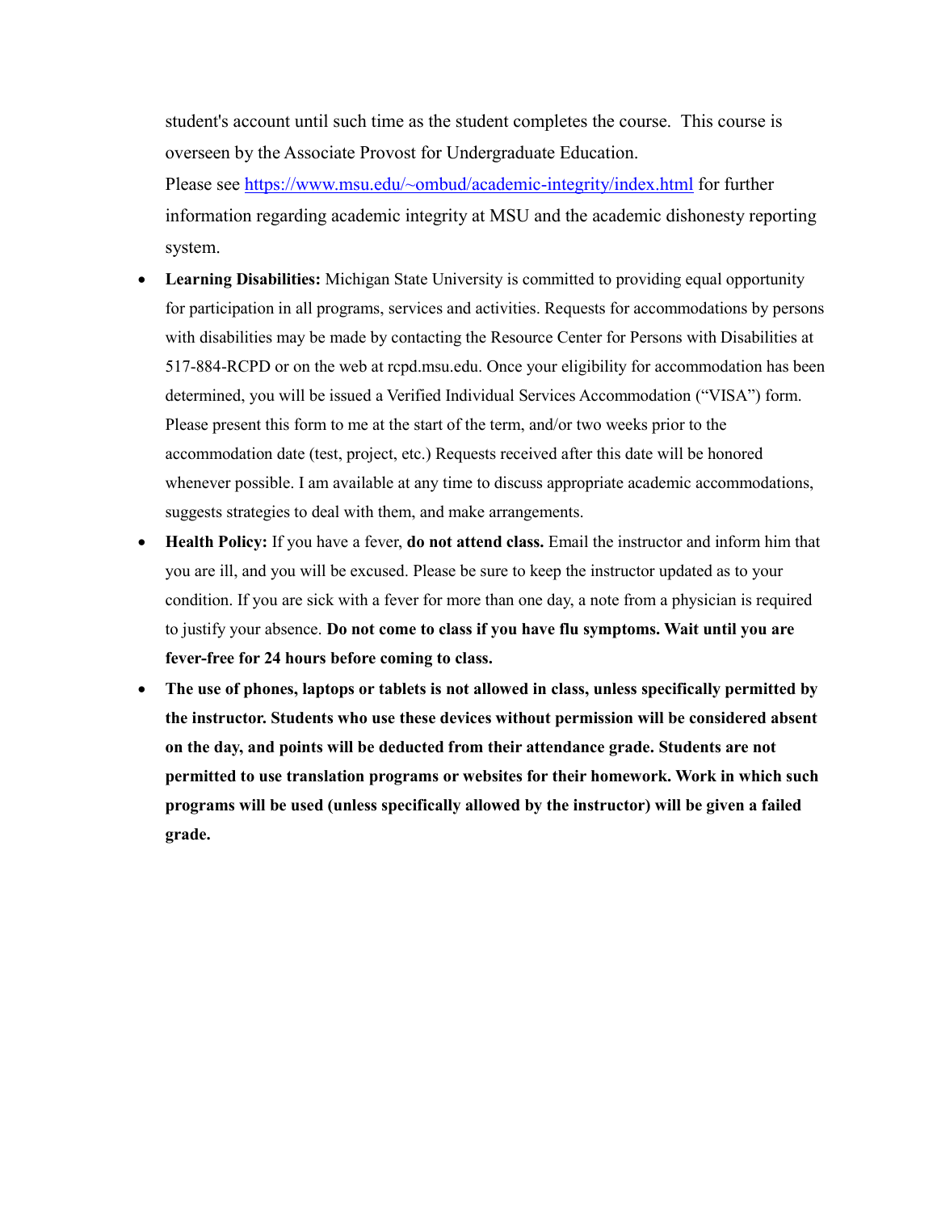student's account until such time as the student completes the course. This course is overseen by the Associate Provost for Undergraduate Education.
Please see https://www.msu.edu/~ombud/academic-integrity/index.html for further information regarding academic integrity at MSU and the academic dishonesty reporting system.

- **Learning Disabilities:** Michigan State University is committed to providing equal opportunity for participation in all programs, services and activities. Requests for accommodations by persons with disabilities may be made by contacting the Resource Center for Persons with Disabilities at 517-884-RCPD or on the web at rcpd.msu.edu. Once your eligibility for accommodation has been determined, you will be issued a Verified Individual Services Accommodation ("VISA") form. Please present this form to me at the start of the term, and/or two weeks prior to the accommodation date (test, project, etc.) Requests received after this date will be honored whenever possible. I am available at any time to discuss appropriate academic accommodations, suggests strategies to deal with them, and make arrangements.
- **Health Policy:** If you have a fever, **do not attend class.** Email the instructor and inform him that you are ill, and you will be excused. Please be sure to keep the instructor updated as to your condition. If you are sick with a fever for more than one day, a note from a physician is required to justify your absence. **Do not come to class if you have flu symptoms. Wait until you are fever-free for 24 hours before coming to class.**
- **The use of phones, laptops or tablets is not allowed in class, unless specifically permitted by the instructor. Students who use these devices without permission will be considered absent on the day, and points will be deducted from their attendance grade. Students are not permitted to use translation programs or websites for their homework. Work in which such programs will be used (unless specifically allowed by the instructor) will be given a failed grade.**